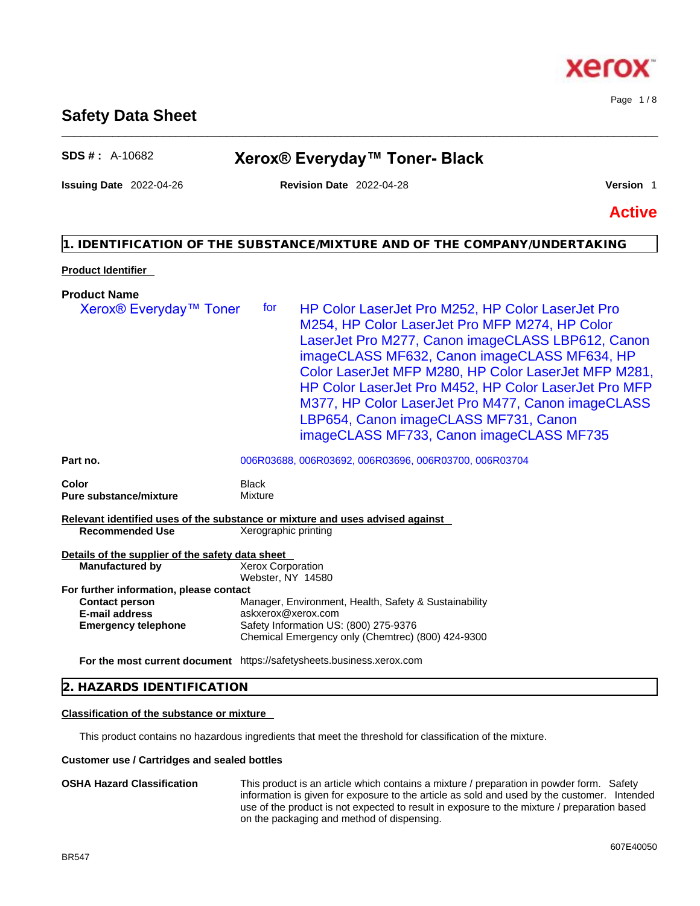# Safety Data Sheet

**SDS # :** A-10682

## Xerox® Everyday™ Toner- Black

**Issuing Date** 2022-04-26 **Revision Date** 2022-04-28 **Version** 1

**Active**

## 1. IDENTIFICATION OF THE SUBSTANCE/MIXTURE AND OF THE COMPANY/UNDERTAKING

**Product Identifier**

**Product Name**

Xerox® Everyday™ Toner for HP Color LaserJet Pro M252, HP Color LaserJet Pro M254, HP Color LaserJet Pro MFP M274, HP Color LaserJet Pro M277, Canon imageCLASS LBP612, Canon imageCLASS MF632, Canon imageCLASS MF634, HP Color LaserJet MFP M280, HP Color LaserJet MFP M281, HP Color LaserJet Pro M452, HP Color LaserJet Pro MFP M377, HP Color LaserJet Pro M477, Canon imageCLASS LBP654, Canon imageCLASS MF731, Canon imageCLASS MF733, Canon imageCLASS MF735

**Part no.** 006R03688, 006R03692, 006R03696, 006R03700, 006R03704

**Color** Black
**Pure substance/mixture** Mixture

**Relevant identified uses of the substance or mixture and uses advised against**

**Recommended Use** Xerographic printing

**Details of the supplier of the safety data sheet**

**Manufactured by** Xerox Corporation
Webster, NY 14580

**For further information, please contact**

**Contact person** Manager, Environment, Health, Safety & Sustainability
**E-mail address** askxerox@xerox.com
**Emergency telephone** Safety Information US: (800) 275-9376
Chemical Emergency only (Chemtrec) (800) 424-9300

**For the most current document** https://safetysheets.business.xerox.com

## 2. HAZARDS IDENTIFICATION

**Classification of the substance or mixture**

This product contains no hazardous ingredients that meet the threshold for classification of the mixture.

**Customer use / Cartridges and sealed bottles**

**OSHA Hazard Classification** This product is an article which contains a mixture / preparation in powder form. Safety information is given for exposure to the article as sold and used by the customer. Intended use of the product is not expected to result in exposure to the mixture / preparation based on the packaging and method of dispensing.

607E40050

BR547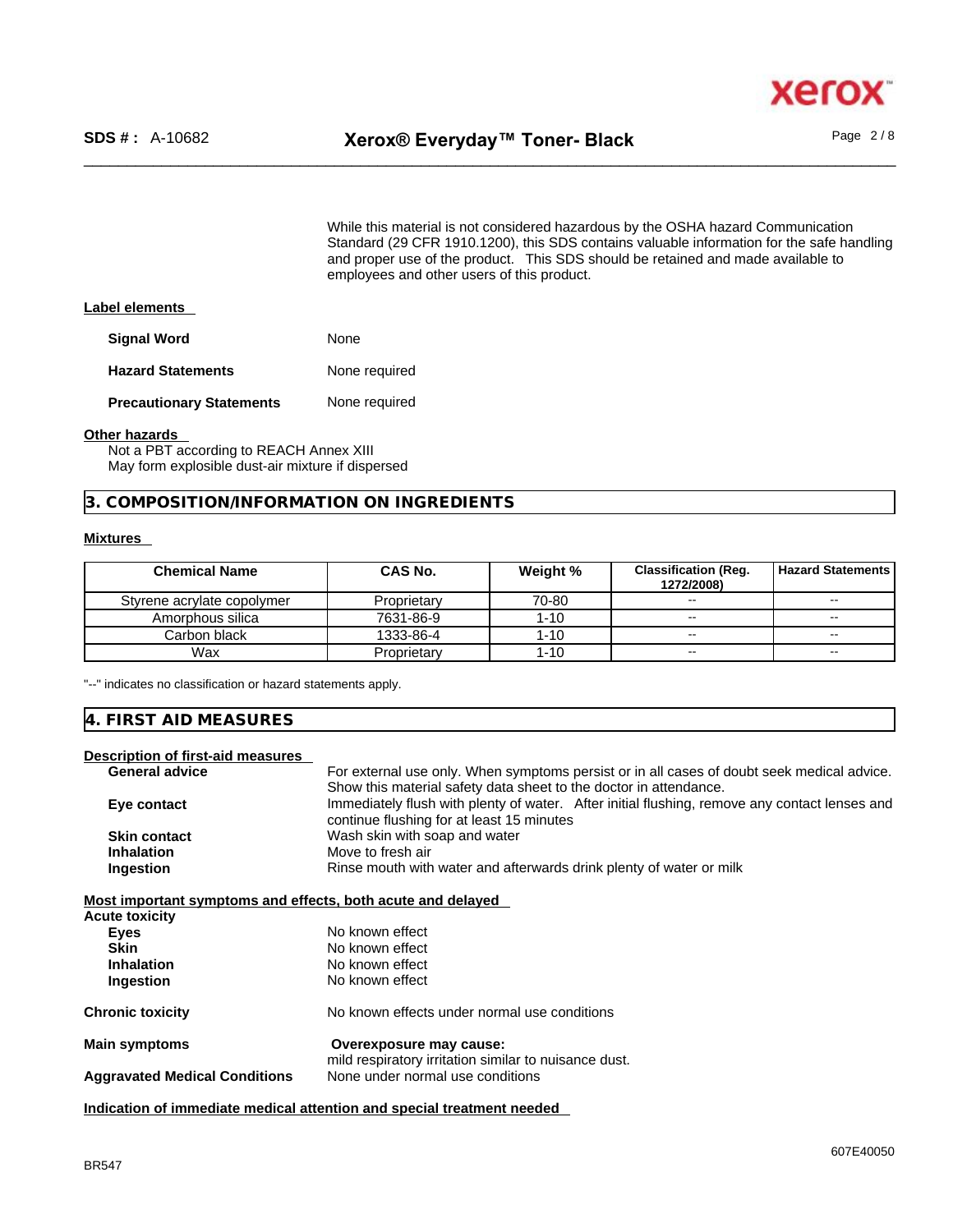While this material is not considered hazardous by the OSHA hazard Communication Standard (29 CFR 1910.1200), this SDS contains valuable information for the safe handling and proper use of the product. This SDS should be retained and made available to employees and other users of this product.

**Label elements**

| | |
|---|---|
| **Signal Word** | None |
| **Hazard Statements** | None required |
| **Precautionary Statements** | None required |

**Other hazards**

Not a PBT according to REACH Annex XIII
May form explosible dust-air mixture if dispersed

## 3. COMPOSITION/INFORMATION ON INGREDIENTS

**Mixtures**

| Chemical Name | CAS No. | Weight % | Classification (Reg. 1272/2008) | Hazard Statements |
|---|---|---|---|---|
| Styrene acrylate copolymer | Proprietary | 70-80 | -- | -- |
| Amorphous silica | 7631-86-9 | 1-10 | -- | -- |
| Carbon black | 1333-86-4 | 1-10 | -- | -- |
| Wax | Proprietary | 1-10 | -- | -- |

"--" indicates no classification or hazard statements apply.

## 4. FIRST AID MEASURES

**Description of first-aid measures**

| | |
|---|---|
| **General advice** | For external use only. When symptoms persist or in all cases of doubt seek medical advice. Show this material safety data sheet to the doctor in attendance. |
| **Eye contact** | Immediately flush with plenty of water. After initial flushing, remove any contact lenses and continue flushing for at least 15 minutes |
| **Skin contact** | Wash skin with soap and water |
| **Inhalation** | Move to fresh air |
| **Ingestion** | Rinse mouth with water and afterwards drink plenty of water or milk |

**Most important symptoms and effects, both acute and delayed**

**Acute toxicity**

| | |
|---|---|
| **Eyes** | No known effect |
| **Skin** | No known effect |
| **Inhalation** | No known effect |
| **Ingestion** | No known effect |

| | |
|---|---|
| **Chronic toxicity** | No known effects under normal use conditions |
| **Main symptoms** | **Overexposure may cause:** mild respiratory irritation similar to nuisance dust. |
| **Aggravated Medical Conditions** | None under normal use conditions |

**Indication of immediate medical attention and special treatment needed**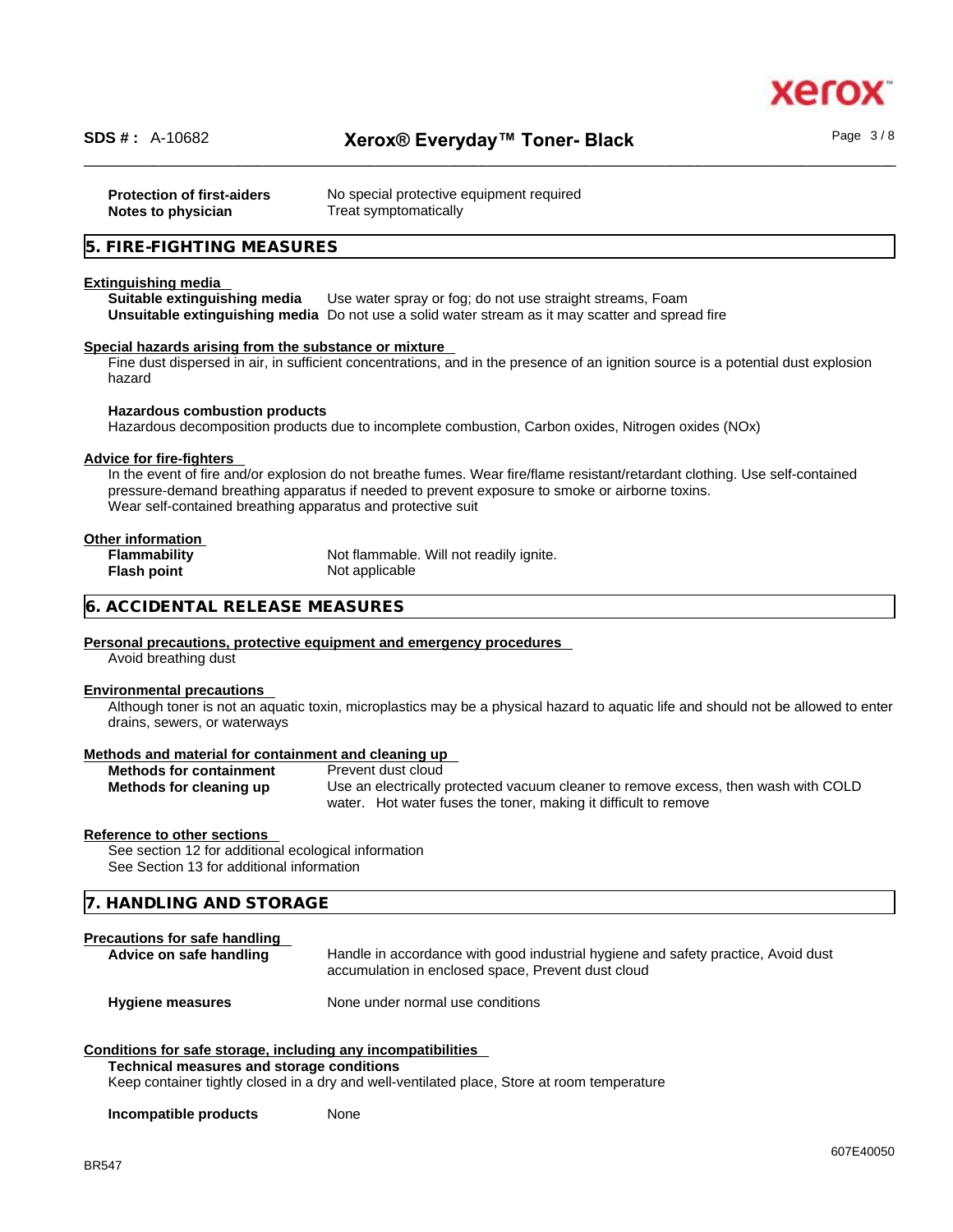| | |
|---|---|
| **Protection of first-aiders** | No special protective equipment required |
| **Notes to physician** | Treat symptomatically |

## 5. FIRE-FIGHTING MEASURES

**Extinguishing media**

| | |
|---|---|
| **Suitable extinguishing media** | Use water spray or fog; do not use straight streams, Foam |
| **Unsuitable extinguishing media** | Do not use a solid water stream as it may scatter and spread fire |

**Special hazards arising from the substance or mixture**

Fine dust dispersed in air, in sufficient concentrations, and in the presence of an ignition source is a potential dust explosion hazard

**Hazardous combustion products**

Hazardous decomposition products due to incomplete combustion, Carbon oxides, Nitrogen oxides (NOx)

**Advice for fire-fighters**

In the event of fire and/or explosion do not breathe fumes. Wear fire/flame resistant/retardant clothing. Use self-contained pressure-demand breathing apparatus if needed to prevent exposure to smoke or airborne toxins.
Wear self-contained breathing apparatus and protective suit

**Other information**

| | |
|---|---|
| **Flammability** | Not flammable. Will not readily ignite. |
| **Flash point** | Not applicable |

## 6. ACCIDENTAL RELEASE MEASURES

**Personal precautions, protective equipment and emergency procedures**

Avoid breathing dust

**Environmental precautions**

Although toner is not an aquatic toxin, microplastics may be a physical hazard to aquatic life and should not be allowed to enter drains, sewers, or waterways

**Methods and material for containment and cleaning up**

| | |
|---|---|
| **Methods for containment** | Prevent dust cloud |
| **Methods for cleaning up** | Use an electrically protected vacuum cleaner to remove excess, then wash with COLD water. Hot water fuses the toner, making it difficult to remove |

**Reference to other sections**

See section 12 for additional ecological information
See Section 13 for additional information

## 7. HANDLING AND STORAGE

**Precautions for safe handling**

| | |
|---|---|
| **Advice on safe handling** | Handle in accordance with good industrial hygiene and safety practice, Avoid dust accumulation in enclosed space, Prevent dust cloud |
| **Hygiene measures** | None under normal use conditions |

**Conditions for safe storage, including any incompatibilities**

**Technical measures and storage conditions**

Keep container tightly closed in a dry and well-ventilated place, Store at room temperature

| | |
|---|---|
| **Incompatible products** | None |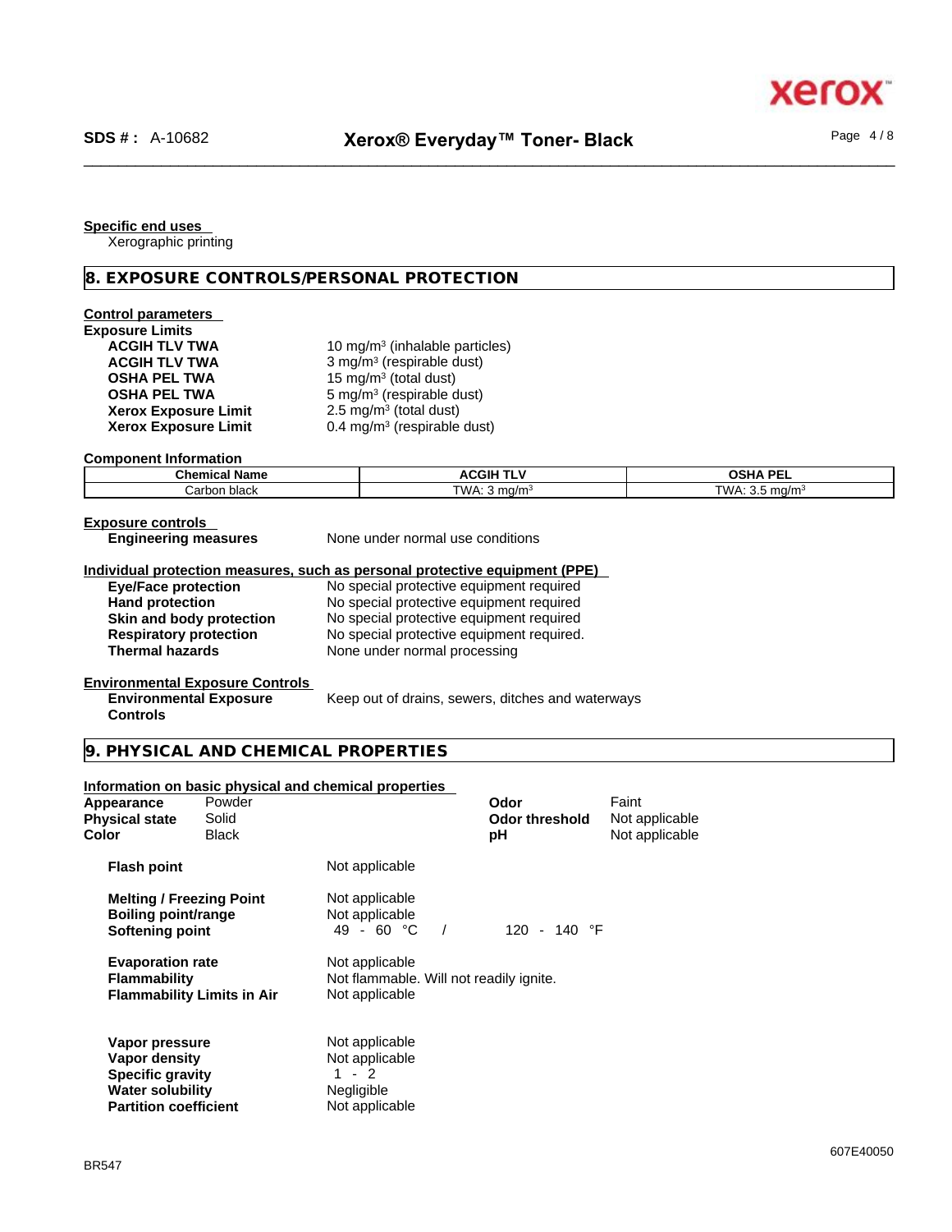**Specific end uses**

Xerographic printing

## 8. EXPOSURE CONTROLS/PERSONAL PROTECTION

**Control parameters**

**Exposure Limits**

| | |
|---|---|
| **ACGIH TLV TWA** | 10 mg/m$^3$ (inhalable particles) |
| **ACGIH TLV TWA** | 3 mg/m$^3$ (respirable dust) |
| **OSHA PEL TWA** | 15 mg/m$^3$ (total dust) |
| **OSHA PEL TWA** | 5 mg/m$^3$ (respirable dust) |
| **Xerox Exposure Limit** | 2.5 mg/m$^3$ (total dust) |
| **Xerox Exposure Limit** | 0.4 mg/m$^3$ (respirable dust) |

**Component Information**

| Chemical Name | ACGIH TLV | OSHA PEL |
|---|---|---|
| Carbon black | TWA: 3 mg/m$^3$ | TWA: 3.5 mg/m$^3$ |

**Exposure controls**

**Engineering measures** None under normal use conditions

**Individual protection measures, such as personal protective equipment (PPE)**

| | |
|---|---|
| **Eye/Face protection** | No special protective equipment required |
| **Hand protection** | No special protective equipment required |
| **Skin and body protection** | No special protective equipment required |
| **Respiratory protection** | No special protective equipment required. |
| **Thermal hazards** | None under normal processing |

**Environmental Exposure Controls**

**Environmental Exposure Controls** Keep out of drains, sewers, ditches and waterways

## 9. PHYSICAL AND CHEMICAL PROPERTIES

**Information on basic physical and chemical properties**

| | | | |
|---|---|---|---|
| **Appearance** | Powder | **Odor** | Faint |
| **Physical state** | Solid | **Odor threshold** | Not applicable |
| **Color** | Black | **pH** | Not applicable |

| | |
|---|---|
| **Flash point** | Not applicable |
| **Melting / Freezing Point** | Not applicable |
| **Boiling point/range** | Not applicable |
| **Softening point** | 49 - 60 °C / 120 - 140 °F |
| **Evaporation rate** | Not applicable |
| **Flammability** | Not flammable. Will not readily ignite. |
| **Flammability Limits in Air** | Not applicable |
| **Vapor pressure** | Not applicable |
| **Vapor density** | Not applicable |
| **Specific gravity** | 1 - 2 |
| **Water solubility** | Negligible |
| **Partition coefficient** | Not applicable |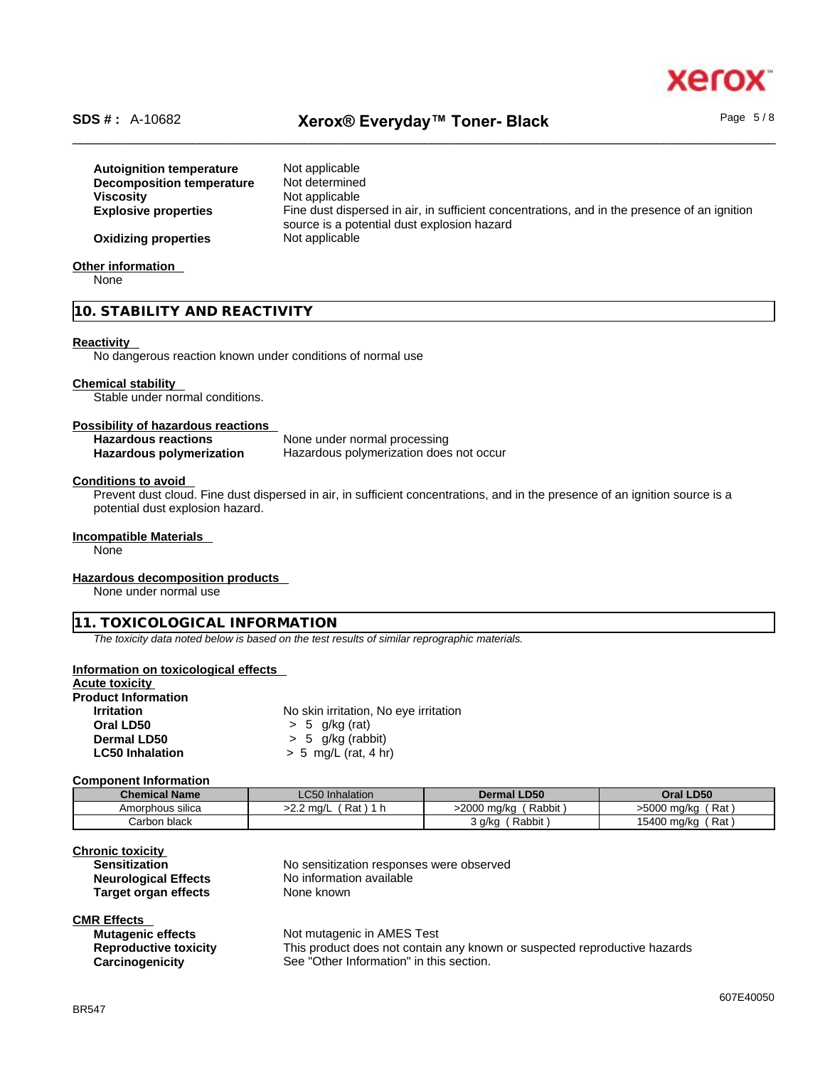| | |
|---|---|
| **Autoignition temperature** | Not applicable |
| **Decomposition temperature** | Not determined |
| **Viscosity** | Not applicable |
| **Explosive properties** | Fine dust dispersed in air, in sufficient concentrations, and in the presence of an ignition source is a potential dust explosion hazard |
| **Oxidizing properties** | Not applicable |

**Other information**

None

## 10. STABILITY AND REACTIVITY

**Reactivity**

No dangerous reaction known under conditions of normal use

**Chemical stability**

Stable under normal conditions.

**Possibility of hazardous reactions**

| | |
|---|---|
| **Hazardous reactions** | None under normal processing |
| **Hazardous polymerization** | Hazardous polymerization does not occur |

**Conditions to avoid**

Prevent dust cloud. Fine dust dispersed in air, in sufficient concentrations, and in the presence of an ignition source is a potential dust explosion hazard.

**Incompatible Materials**

None

**Hazardous decomposition products**

None under normal use

## 11. TOXICOLOGICAL INFORMATION

*The toxicity data noted below is based on the test results of similar reprographic materials.*

**Information on toxicological effects**

**Acute toxicity**

**Product Information**

| | |
|---|---|
| **Irritation** | No skin irritation, No eye irritation |
| **Oral LD50** | > 5 g/kg (rat) |
| **Dermal LD50** | > 5 g/kg (rabbit) |
| **LC50 Inhalation** | > 5 mg/L (rat, 4 hr) |

**Component Information**

| Chemical Name | LC50 Inhalation | Dermal LD50 | Oral LD50 |
|---|---|---|---|
| Amorphous silica | >2.2 mg/L ( Rat ) 1 h | >2000 mg/kg ( Rabbit ) | >5000 mg/kg ( Rat ) |
| Carbon black | | 3 g/kg ( Rabbit ) | 15400 mg/kg ( Rat ) |

**Chronic toxicity**

| | |
|---|---|
| **Sensitization** | No sensitization responses were observed |
| **Neurological Effects** | No information available |
| **Target organ effects** | None known |

**CMR Effects**

| | |
|---|---|
| **Mutagenic effects** | Not mutagenic in AMES Test |
| **Reproductive toxicity** | This product does not contain any known or suspected reproductive hazards |
| **Carcinogenicity** | See "Other Information" in this section. |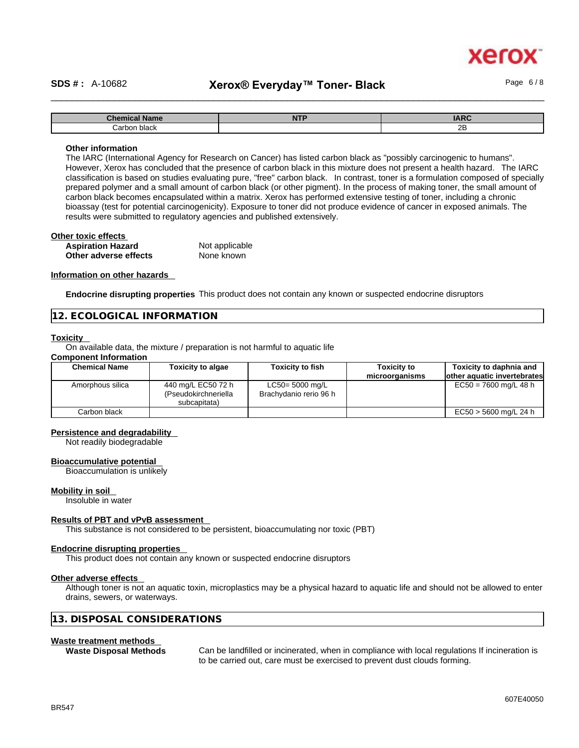| Chemical Name | NTP | IARC |
| --- | --- | --- |
| Carbon black | | 2B |

**Other information**

The IARC (International Agency for Research on Cancer) has listed carbon black as "possibly carcinogenic to humans". However, Xerox has concluded that the presence of carbon black in this mixture does not present a health hazard. The IARC classification is based on studies evaluating pure, "free" carbon black. In contrast, toner is a formulation composed of specially prepared polymer and a small amount of carbon black (or other pigment). In the process of making toner, the small amount of carbon black becomes encapsulated within a matrix. Xerox has performed extensive testing of toner, including a chronic bioassay (test for potential carcinogenicity). Exposure to toner did not produce evidence of cancer in exposed animals. The results were submitted to regulatory agencies and published extensively.

**Other toxic effects**

**Aspiration Hazard** Not applicable
**Other adverse effects** None known

**Information on other hazards**

**Endocrine disrupting properties** This product does not contain any known or suspected endocrine disruptors

## 12. ECOLOGICAL INFORMATION

**Toxicity**

On available data, the mixture / preparation is not harmful to aquatic life

**Component Information**

| Chemical Name | Toxicity to algae | Toxicity to fish | Toxicity to microorganisms | Toxicity to daphnia and other aquatic invertebrates |
| --- | --- | --- | --- | --- |
| Amorphous silica | 440 mg/L EC50 72 h (Pseudokirchneriella subcapitata) | LC50= 5000 mg/L Brachydanio rerio 96 h | | EC50 = 7600 mg/L 48 h |
| Carbon black | | | | EC50 > 5600 mg/L 24 h |

**Persistence and degradability**

Not readily biodegradable

**Bioaccumulative potential**

Bioaccumulation is unlikely

**Mobility in soil**

Insoluble in water

**Results of PBT and vPvB assessment**

This substance is not considered to be persistent, bioaccumulating nor toxic (PBT)

**Endocrine disrupting properties**

This product does not contain any known or suspected endocrine disruptors

**Other adverse effects**

Although toner is not an aquatic toxin, microplastics may be a physical hazard to aquatic life and should not be allowed to enter drains, sewers, or waterways.

## 13. DISPOSAL CONSIDERATIONS

**Waste treatment methods**

**Waste Disposal Methods** Can be landfilled or incinerated, when in compliance with local regulations If incineration is to be carried out, care must be exercised to prevent dust clouds forming.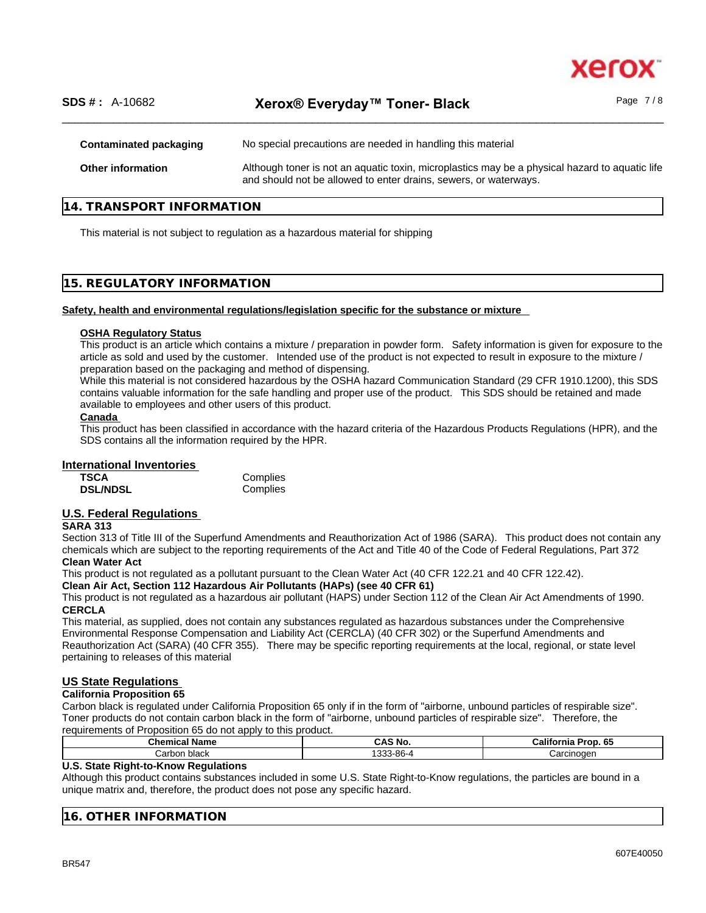**Contaminated packaging** No special precautions are needed in handling this material

**Other information** Although toner is not an aquatic toxin, microplastics may be a physical hazard to aquatic life and should not be allowed to enter drains, sewers, or waterways.

## 14. TRANSPORT INFORMATION

This material is not subject to regulation as a hazardous material for shipping

## 15. REGULATORY INFORMATION

**Safety, health and environmental regulations/legislation specific for the substance or mixture**

**OSHA Regulatory Status**

This product is an article which contains a mixture / preparation in powder form. Safety information is given for exposure to the article as sold and used by the customer. Intended use of the product is not expected to result in exposure to the mixture / preparation based on the packaging and method of dispensing.

While this material is not considered hazardous by the OSHA hazard Communication Standard (29 CFR 1910.1200), this SDS contains valuable information for the safe handling and proper use of the product. This SDS should be retained and made available to employees and other users of this product.

**Canada**

This product has been classified in accordance with the hazard criteria of the Hazardous Products Regulations (HPR), and the SDS contains all the information required by the HPR.

### International Inventories

| | |
|---|---|
| **TSCA** | Complies |
| **DSL/NDSL** | Complies |

### U.S. Federal Regulations

**SARA 313**

Section 313 of Title III of the Superfund Amendments and Reauthorization Act of 1986 (SARA). This product does not contain any chemicals which are subject to the reporting requirements of the Act and Title 40 of the Code of Federal Regulations, Part 372

**Clean Water Act**

This product is not regulated as a pollutant pursuant to the Clean Water Act (40 CFR 122.21 and 40 CFR 122.42).

**Clean Air Act, Section 112 Hazardous Air Pollutants (HAPs) (see 40 CFR 61)**

This product is not regulated as a hazardous air pollutant (HAPS) under Section 112 of the Clean Air Act Amendments of 1990.

**CERCLA**

This material, as supplied, does not contain any substances regulated as hazardous substances under the Comprehensive Environmental Response Compensation and Liability Act (CERCLA) (40 CFR 302) or the Superfund Amendments and Reauthorization Act (SARA) (40 CFR 355). There may be specific reporting requirements at the local, regional, or state level pertaining to releases of this material

### US State Regulations

**California Proposition 65**

Carbon black is regulated under California Proposition 65 only if in the form of "airborne, unbound particles of respirable size". Toner products do not contain carbon black in the form of "airborne, unbound particles of respirable size". Therefore, the requirements of Proposition 65 do not apply to this product.

| Chemical Name | CAS No. | California Prop. 65 |
|---|---|---|
| Carbon black | 1333-86-4 | Carcinogen |

**U.S. State Right-to-Know Regulations**

Although this product contains substances included in some U.S. State Right-to-Know regulations, the particles are bound in a unique matrix and, therefore, the product does not pose any specific hazard.

## 16. OTHER INFORMATION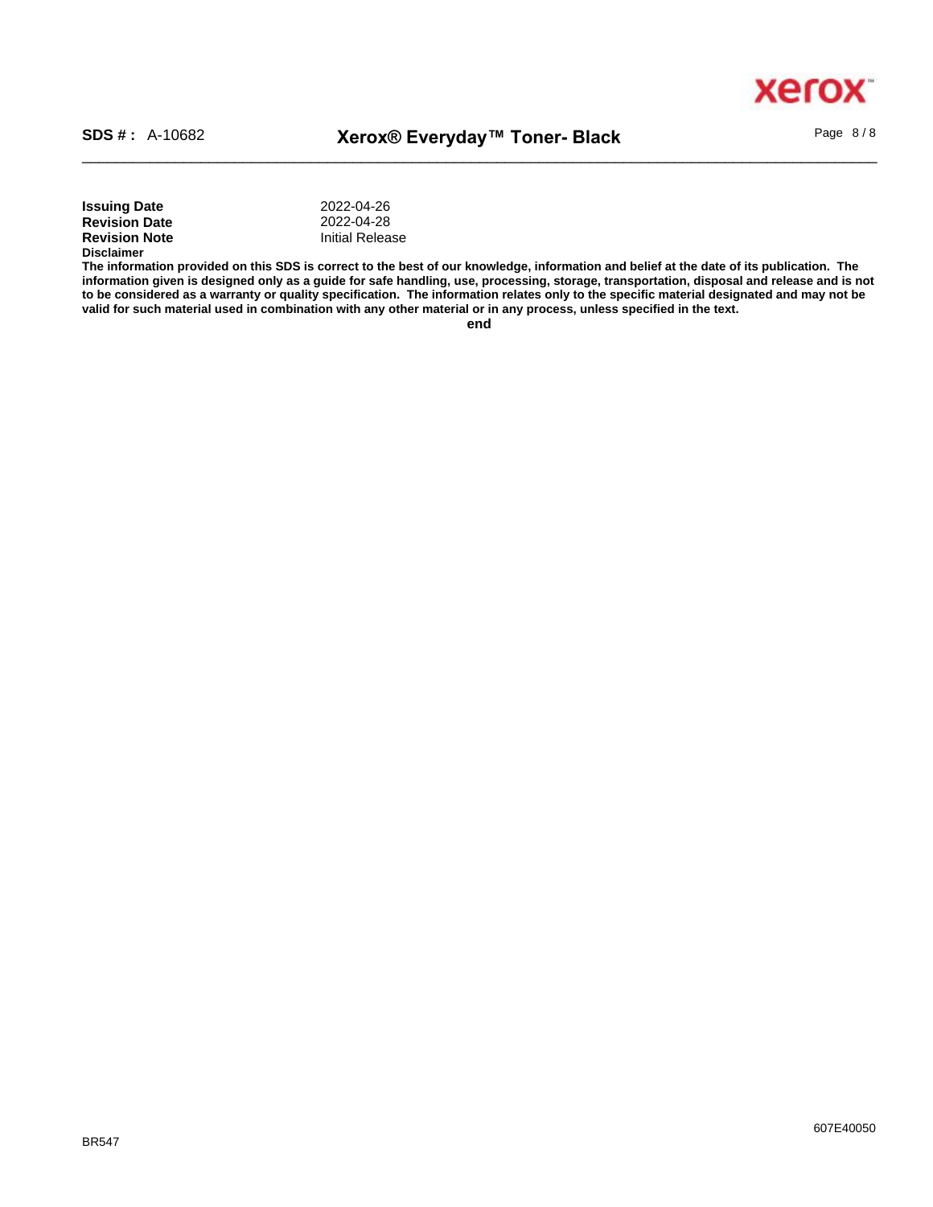| | |
|---|---|
| **Issuing Date** | 2022-04-26 |
| **Revision Date** | 2022-04-28 |
| **Revision Note** | Initial Release |

**Disclaimer**

**The information provided on this SDS is correct to the best of our knowledge, information and belief at the date of its publication. The information given is designed only as a guide for safe handling, use, processing, storage, transportation, disposal and release and is not to be considered as a warranty or quality specification. The information relates only to the specific material designated and may not be valid for such material used in combination with any other material or in any process, unless specified in the text.**

**end**